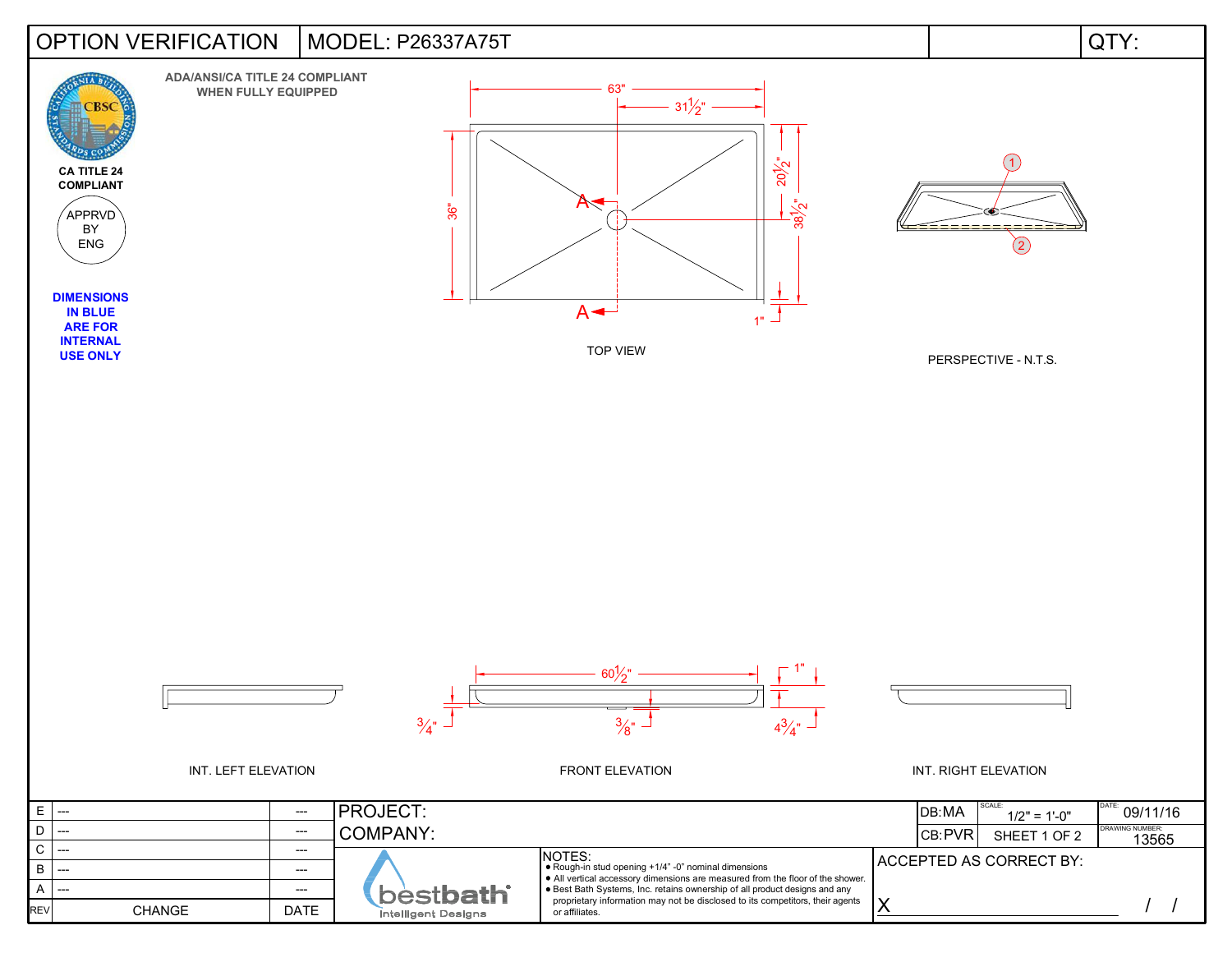# OPTION VERIFICATION | MODEL: P26337A75T | QTY:

CA TITLE 24 COMPLIANT

APPRVD BY ENG

**ADA/ANSI/CA TITLE 24 COMPLIANT WHEN FULLY EQUIPPED**

**DIMENSIONS IN BLUE ARE FOR INTERNAL USE ONLY**

63"
$31\frac{1}{2}$"
36"
$20\frac{1}{2}$"
$38\frac{1}{2}$"
1"
A
A

TOP VIEW

1
2

PERSPECTIVE - N.T.S.

$60\frac{1}{2}$"
1"
$\frac{3}{4}$"
$\frac{3}{8}$"
$4\frac{3}{4}$"

INT. LEFT ELEVATION

FRONT ELEVATION

INT. RIGHT ELEVATION

| REV | CHANGE | DATE |
|---|---|---|
| E | --- | --- |
| D | --- | --- |
| C | --- | --- |
| B | --- | --- |
| A | --- | --- |

PROJECT:

COMPANY:

| DB:MA | SCALE: 1/2" = 1'-0" | DATE: 09/11/16 |
|---|---|---|
| CB:PVR | SHEET 1 OF 2 | DRAWING NUMBER: 13565 |

bestbath Intelligent Designs

NOTES:
- Rough-in stud opening +1/4" -0" nominal dimensions
- All vertical accessory dimensions are measured from the floor of the shower.
- Best Bath Systems, Inc. retains ownership of all product designs and any proprietary information may not be disclosed to its competitors, their agents or affiliates.

ACCEPTED AS CORRECT BY:

X ______________________ / /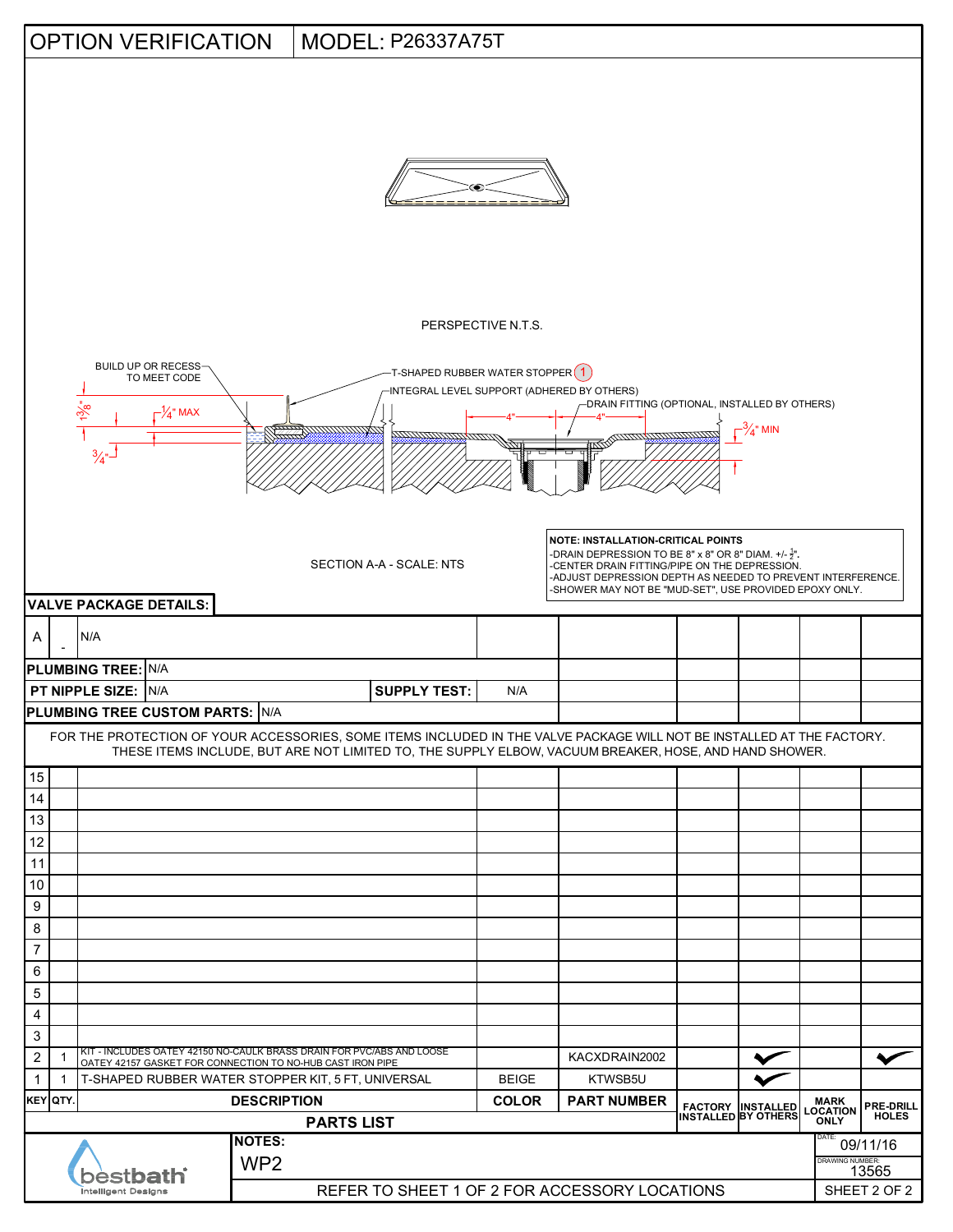# OPTION VERIFICATION

# MODEL: P26337A75T

PERSPECTIVE N.T.S.

BUILD UP OR RECESS TO MEET CODE

T-SHAPED RUBBER WATER STOPPER (1)

INTEGRAL LEVEL SUPPORT (ADHERED BY OTHERS)

DRAIN FITTING (OPTIONAL, INSTALLED BY OTHERS)

1 3/8"

1/4" MAX

3/4"

4"

4"

3/4" MIN

SECTION A-A - SCALE: NTS

**NOTE: INSTALLATION-CRITICAL POINTS**

- -DRAIN DEPRESSION TO BE 8" x 8" OR 8" DIAM. +/- 1/2".
- -CENTER DRAIN FITTING/PIPE ON THE DEPRESSION.
- -ADJUST DEPRESSION DEPTH AS NEEDED TO PREVENT INTERFERENCE.
- -SHOWER MAY NOT BE "MUD-SET", USE PROVIDED EPOXY ONLY.

## VALVE PACKAGE DETAILS:

| | | | | | | | | |
|---|---|---|---|---|---|---|---|---|
| A | - | N/A | | | | | | |

**PLUMBING TREE:** N/A

**PT NIPPLE SIZE:** N/A — **SUPPLY TEST:** N/A

**PLUMBING TREE CUSTOM PARTS:** N/A

FOR THE PROTECTION OF YOUR ACCESSORIES, SOME ITEMS INCLUDED IN THE VALVE PACKAGE WILL NOT BE INSTALLED AT THE FACTORY. THESE ITEMS INCLUDE, BUT ARE NOT LIMITED TO, THE SUPPLY ELBOW, VACUUM BREAKER, HOSE, AND HAND SHOWER.

## PARTS LIST

| KEY | QTY. | DESCRIPTION | COLOR | PART NUMBER | FACTORY INSTALLED | INSTALLED BY OTHERS | MARK LOCATION ONLY | PRE-DRILL HOLES |
|---|---|---|---|---|---|---|---|---|
| 15 | | | | | | | | |
| 14 | | | | | | | | |
| 13 | | | | | | | | |
| 12 | | | | | | | | |
| 11 | | | | | | | | |
| 10 | | | | | | | | |
| 9 | | | | | | | | |
| 8 | | | | | | | | |
| 7 | | | | | | | | |
| 6 | | | | | | | | |
| 5 | | | | | | | | |
| 4 | | | | | | | | |
| 3 | | | | | | | | |
| 2 | 1 | KIT - INCLUDES OATEY 42150 NO-CAULK BRASS DRAIN FOR PVC/ABS AND LOOSE OATEY 42157 GASKET FOR CONNECTION TO NO-HUB CAST IRON PIPE | | KACXDRAIN2002 | | ✓ | | ✓ |
| 1 | 1 | T-SHAPED RUBBER WATER STOPPER KIT, 5 FT, UNIVERSAL | BEIGE | KTWSB5U | | ✓ | | |

bestbath Intelligent Designs

**NOTES:**

WP2

REFER TO SHEET 1 OF 2 FOR ACCESSORY LOCATIONS

DATE: 09/11/16

DRAWING NUMBER: 13565

SHEET 2 OF 2